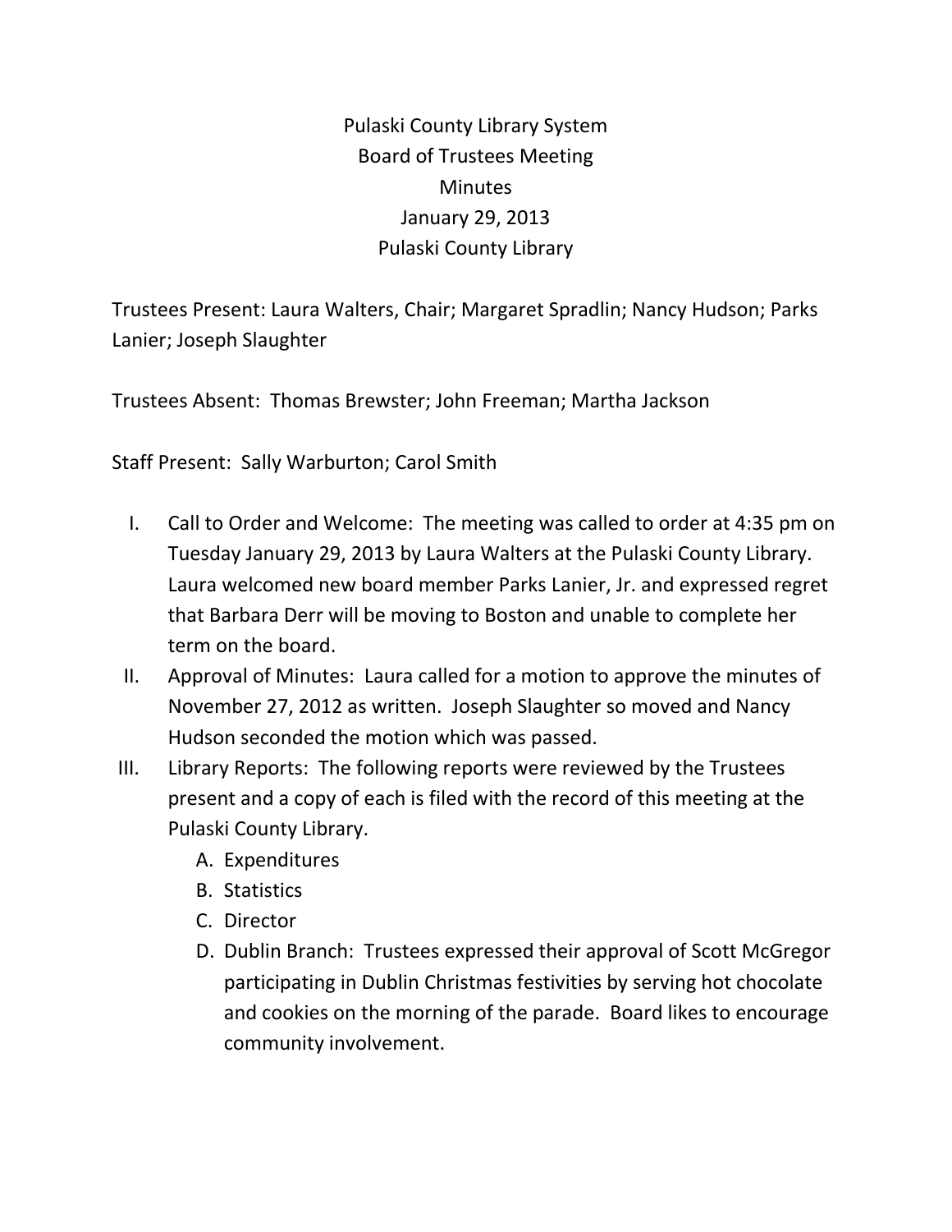# Pulaski County Library System
## Board of Trustees Meeting
## Minutes
## January 29, 2013
## Pulaski County Library

Trustees Present: Laura Walters, Chair; Margaret Spradlin; Nancy Hudson; Parks Lanier; Joseph Slaughter

Trustees Absent: Thomas Brewster; John Freeman; Martha Jackson

Staff Present: Sally Warburton; Carol Smith

I. Call to Order and Welcome: The meeting was called to order at 4:35 pm on Tuesday January 29, 2013 by Laura Walters at the Pulaski County Library. Laura welcomed new board member Parks Lanier, Jr. and expressed regret that Barbara Derr will be moving to Boston and unable to complete her term on the board.

II. Approval of Minutes: Laura called for a motion to approve the minutes of November 27, 2012 as written. Joseph Slaughter so moved and Nancy Hudson seconded the motion which was passed.

III. Library Reports: The following reports were reviewed by the Trustees present and a copy of each is filed with the record of this meeting at the Pulaski County Library.

   A. Expenditures
   B. Statistics
   C. Director
   D. Dublin Branch: Trustees expressed their approval of Scott McGregor participating in Dublin Christmas festivities by serving hot chocolate and cookies on the morning of the parade. Board likes to encourage community involvement.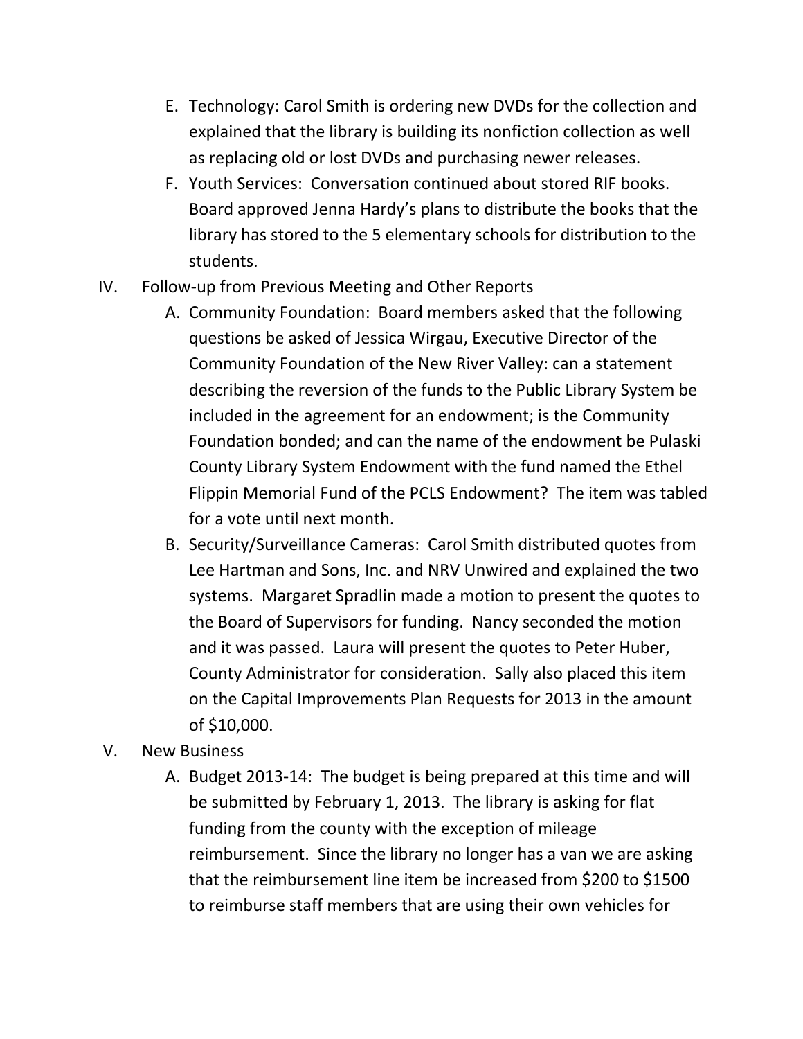E. Technology: Carol Smith is ordering new DVDs for the collection and explained that the library is building its nonfiction collection as well as replacing old or lost DVDs and purchasing newer releases.

F. Youth Services: Conversation continued about stored RIF books. Board approved Jenna Hardy's plans to distribute the books that the library has stored to the 5 elementary schools for distribution to the students.

IV. Follow-up from Previous Meeting and Other Reports

A. Community Foundation: Board members asked that the following questions be asked of Jessica Wirgau, Executive Director of the Community Foundation of the New River Valley: can a statement describing the reversion of the funds to the Public Library System be included in the agreement for an endowment; is the Community Foundation bonded; and can the name of the endowment be Pulaski County Library System Endowment with the fund named the Ethel Flippin Memorial Fund of the PCLS Endowment? The item was tabled for a vote until next month.

B. Security/Surveillance Cameras: Carol Smith distributed quotes from Lee Hartman and Sons, Inc. and NRV Unwired and explained the two systems. Margaret Spradlin made a motion to present the quotes to the Board of Supervisors for funding. Nancy seconded the motion and it was passed. Laura will present the quotes to Peter Huber, County Administrator for consideration. Sally also placed this item on the Capital Improvements Plan Requests for 2013 in the amount of $10,000.

V. New Business

A. Budget 2013-14: The budget is being prepared at this time and will be submitted by February 1, 2013. The library is asking for flat funding from the county with the exception of mileage reimbursement. Since the library no longer has a van we are asking that the reimbursement line item be increased from $200 to $1500 to reimburse staff members that are using their own vehicles for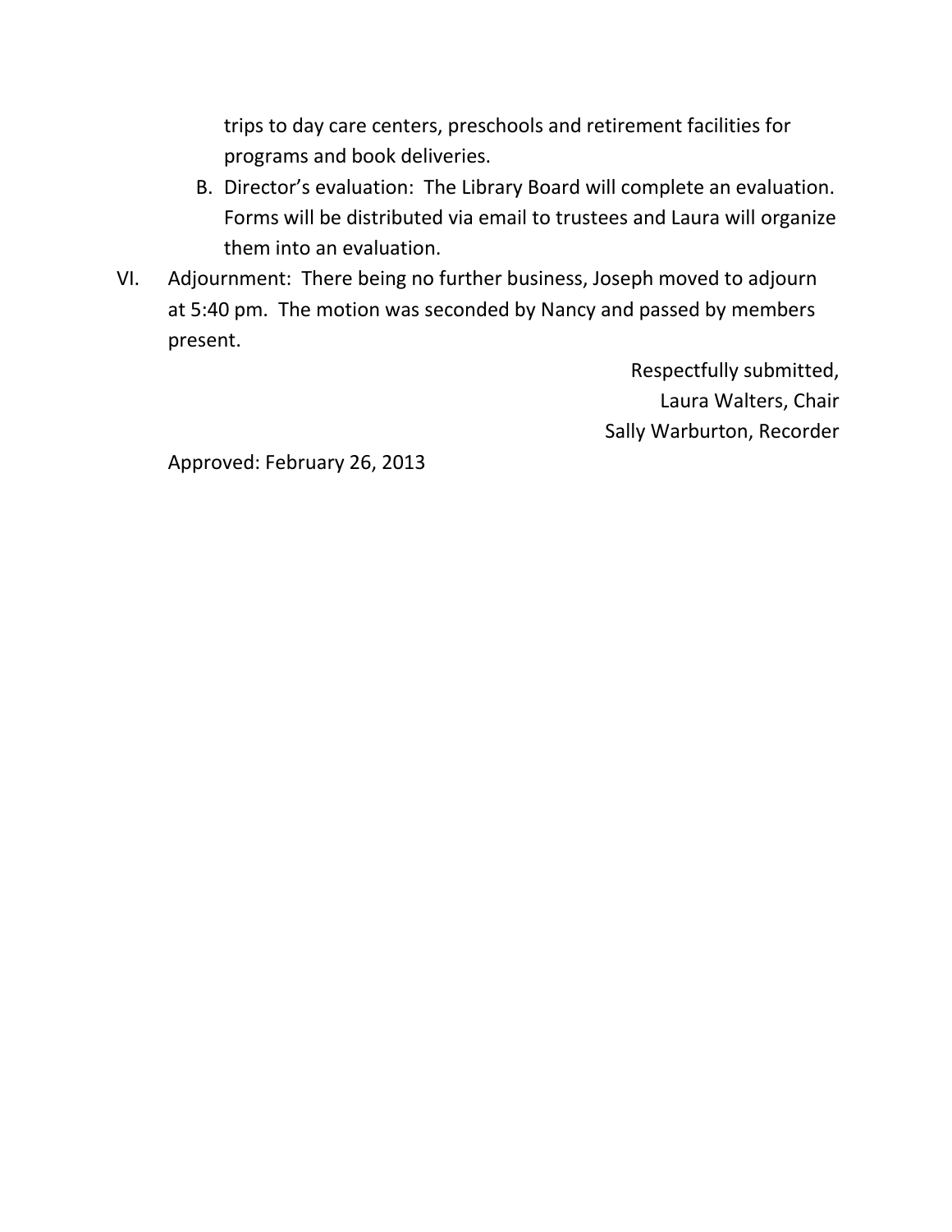trips to day care centers, preschools and retirement facilities for programs and book deliveries.

B. Director's evaluation: The Library Board will complete an evaluation. Forms will be distributed via email to trustees and Laura will organize them into an evaluation.

VI. Adjournment: There being no further business, Joseph moved to adjourn at 5:40 pm. The motion was seconded by Nancy and passed by members present.

Respectfully submitted,
Laura Walters, Chair
Sally Warburton, Recorder

Approved: February 26, 2013